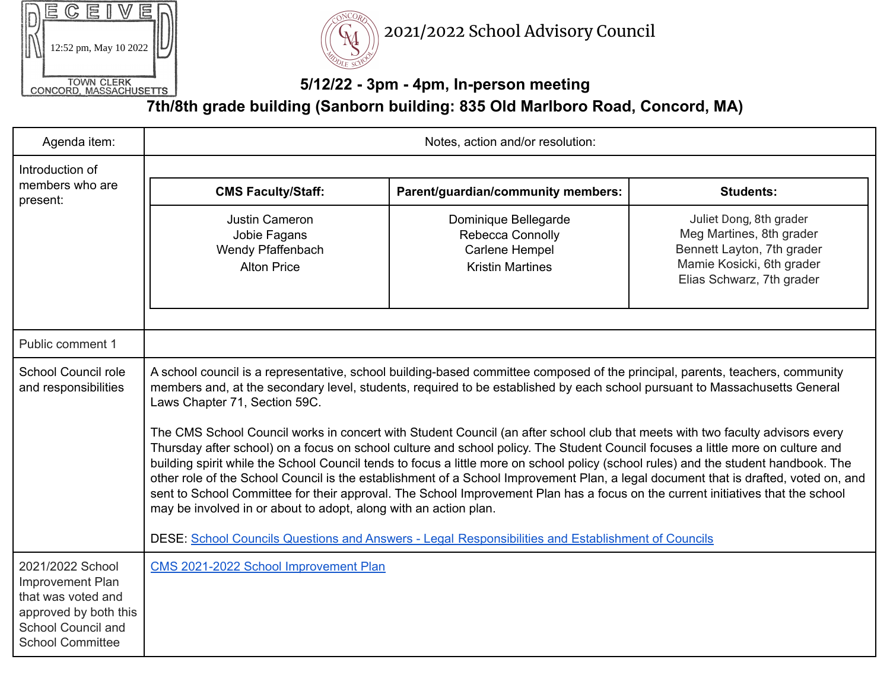RECEIVED
12:52 pm, May 10 2022
TOWN CLERK
CONCORD, MASSACHUSETTS

# 2021/2022 School Advisory Council

**5/12/22 - 3pm - 4pm, In-person meeting**

**7th/8th grade building (Sanborn building: 835 Old Marlboro Road, Concord, MA)**

| Agenda item: | Notes, action and/or resolution: |
|---|---|
| Introduction of members who are present: | **CMS Faculty/Staff:** Justin Cameron, Jobie Fagans, Wendy Pfaffenbach, Alton Price<br><br>**Parent/guardian/community members:** Dominique Bellegarde, Rebecca Connolly, Carlene Hempel, Kristin Martines<br><br>**Students:** Juliet Dong, 8th grader; Meg Martines, 8th grader; Bennett Layton, 7th grader; Mamie Kosicki, 6th grader; Elias Schwarz, 7th grader |
| Public comment 1 | |
| School Council role and responsibilities | A school council is a representative, school building-based committee composed of the principal, parents, teachers, community members and, at the secondary level, students, required to be established by each school pursuant to Massachusetts General Laws Chapter 71, Section 59C.<br><br>The CMS School Council works in concert with Student Council (an after school club that meets with two faculty advisors every Thursday after school) on a focus on school culture and school policy. The Student Council focuses a little more on culture and building spirit while the School Council tends to focus a little more on school policy (school rules) and the student handbook. The other role of the School Council is the establishment of a School Improvement Plan, a legal document that is drafted, voted on, and sent to School Committee for their approval. The School Improvement Plan has a focus on the current initiatives that the school may be involved in or about to adopt, along with an action plan.<br><br>DESE: School Councils Questions and Answers - Legal Responsibilities and Establishment of Councils |
| 2021/2022 School Improvement Plan that was voted and approved by both this School Council and School Committee | CMS 2021-2022 School Improvement Plan |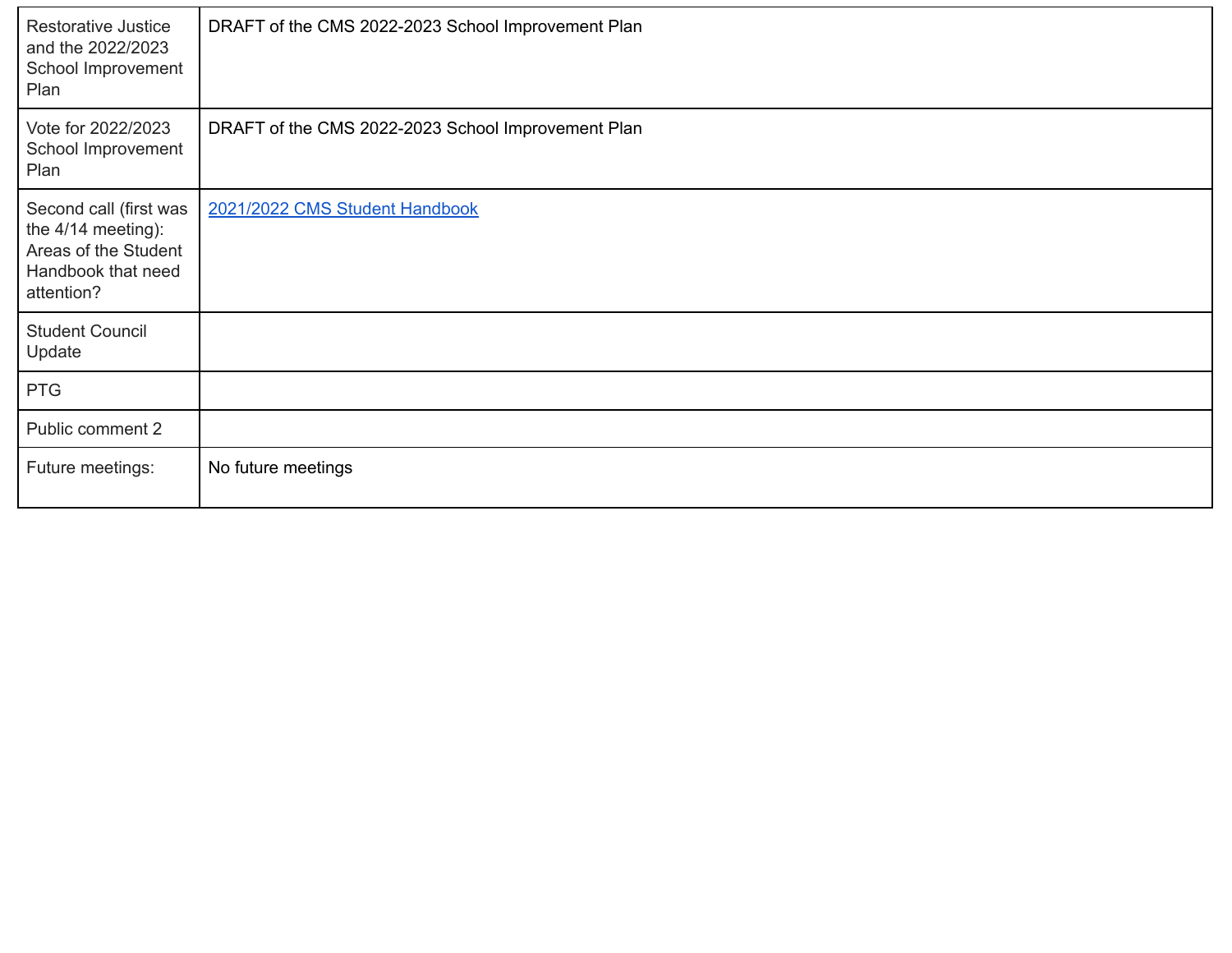| | |
|---|---|
| Restorative Justice and the 2022/2023 School Improvement Plan | DRAFT of the CMS 2022-2023 School Improvement Plan |
| Vote for 2022/2023 School Improvement Plan | DRAFT of the CMS 2022-2023 School Improvement Plan |
| Second call (first was the 4/14 meeting): Areas of the Student Handbook that need attention? | 2021/2022 CMS Student Handbook |
| Student Council Update | |
| PTG | |
| Public comment 2 | |
| Future meetings: | No future meetings |